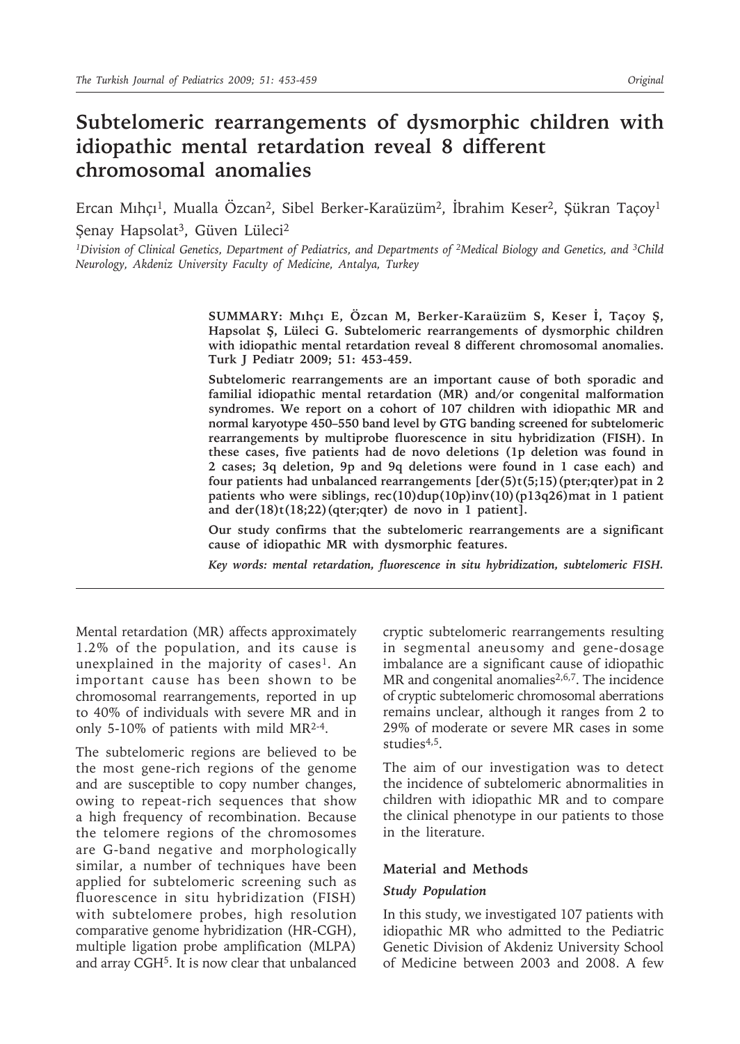Original

# Subtelomeric rearrangements of dysmorphic children with idiopathic mental retardation reveal 8 different chromosomal anomalies

Ercan Mıhçı[1], Mualla Özcan[2], Sibel Berker-Karaüzüm[2], İbrahim Keser[2], Şükran Taçoy[1] Şenay Hapsolat[3], Güven Lüleci[2]

*[1]Division of Clinical Genetics, Department of Pediatrics, and Departments of [2]Medical Biology and Genetics, and [3]Child Neurology, Akdeniz University Faculty of Medicine, Antalya, Turkey*

**SUMMARY: Mıhçı E, Özcan M, Berker-Karaüzüm S, Keser İ, Taçoy Ş, Hapsolat Ş, Lüleci G. Subtelomeric rearrangements of dysmorphic children with idiopathic mental retardation reveal 8 different chromosomal anomalies. Turk J Pediatr 2009; 51: 453-459.**

**Subtelomeric rearrangements are an important cause of both sporadic and familial idiopathic mental retardation (MR) and/or congenital malformation syndromes. We report on a cohort of 107 children with idiopathic MR and normal karyotype 450–550 band level by GTG banding screened for subtelomeric rearrangements by multiprobe fluorescence in situ hybridization (FISH). In these cases, five patients had de novo deletions (1p deletion was found in 2 cases; 3q deletion, 9p and 9q deletions were found in 1 case each) and four patients had unbalanced rearrangements [der(5)t(5;15)(pter;qter)pat in 2 patients who were siblings, rec(10)dup(10p)inv(10)(p13q26)mat in 1 patient and der(18)t(18;22)(qter;qter) de novo in 1 patient].**

**Our study confirms that the subtelomeric rearrangements are a significant cause of idiopathic MR with dysmorphic features.**

***Key words: mental retardation, fluorescence in situ hybridization, subtelomeric FISH.***

---

Mental retardation (MR) affects approximately 1.2% of the population, and its cause is unexplained in the majority of cases[1]. An important cause has been shown to be chromosomal rearrangements, reported in up to 40% of individuals with severe MR and in only 5-10% of patients with mild MR[2-4].

The subtelomeric regions are believed to be the most gene-rich regions of the genome and are susceptible to copy number changes, owing to repeat-rich sequences that show a high frequency of recombination. Because the telomere regions of the chromosomes are G-band negative and morphologically similar, a number of techniques have been applied for subtelomeric screening such as fluorescence in situ hybridization (FISH) with subtelomere probes, high resolution comparative genome hybridization (HR-CGH), multiple ligation probe amplification (MLPA) and array CGH[5]. It is now clear that unbalanced cryptic subtelomeric rearrangements resulting in segmental aneusomy and gene-dosage imbalance are a significant cause of idiopathic MR and congenital anomalies[2,6,7]. The incidence of cryptic subtelomeric chromosomal aberrations remains unclear, although it ranges from 2 to 29% of moderate or severe MR cases in some studies[4,5].

The aim of our investigation was to detect the incidence of subtelomeric abnormalities in children with idiopathic MR and to compare the clinical phenotype in our patients to those in the literature.

## Material and Methods

### *Study Population*

In this study, we investigated 107 patients with idiopathic MR who admitted to the Pediatric Genetic Division of Akdeniz University School of Medicine between 2003 and 2008. A few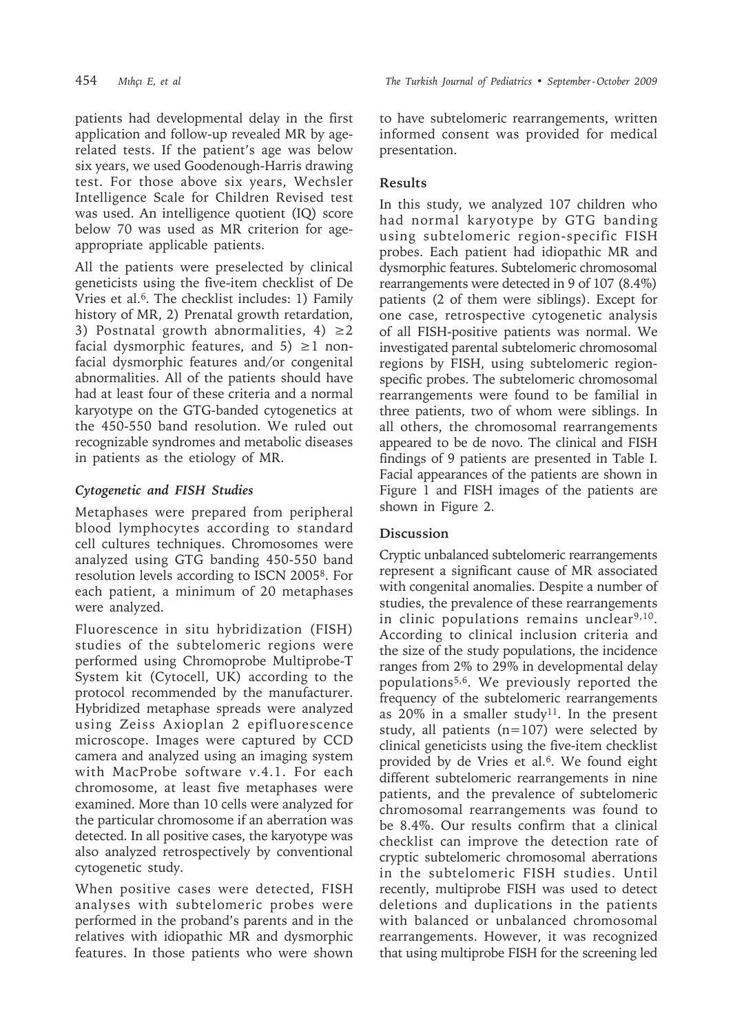patients had developmental delay in the first application and follow-up revealed MR by age-related tests. If the patient's age was below six years, we used Goodenough-Harris drawing test. For those above six years, Wechsler Intelligence Scale for Children Revised test was used. An intelligence quotient (IQ) score below 70 was used as MR criterion for age-appropriate applicable patients.

All the patients were preselected by clinical geneticists using the five-item checklist of De Vries et al.[6]. The checklist includes: 1) Family history of MR, 2) Prenatal growth retardation, 3) Postnatal growth abnormalities, 4) $\geq 2$ facial dysmorphic features, and 5) $\geq 1$ non-facial dysmorphic features and/or congenital abnormalities. All of the patients should have had at least four of these criteria and a normal karyotype on the GTG-banded cytogenetics at the 450-550 band resolution. We ruled out recognizable syndromes and metabolic diseases in patients as the etiology of MR.

### *Cytogenetic and FISH Studies*

Metaphases were prepared from peripheral blood lymphocytes according to standard cell cultures techniques. Chromosomes were analyzed using GTG banding 450-550 band resolution levels according to ISCN 2005[8]. For each patient, a minimum of 20 metaphases were analyzed.

Fluorescence in situ hybridization (FISH) studies of the subtelomeric regions were performed using Chromoprobe Multiprobe-T System kit (Cytocell, UK) according to the protocol recommended by the manufacturer. Hybridized metaphase spreads were analyzed using Zeiss Axioplan 2 epifluorescence microscope. Images were captured by CCD camera and analyzed using an imaging system with MacProbe software v.4.1. For each chromosome, at least five metaphases were examined. More than 10 cells were analyzed for the particular chromosome if an aberration was detected. In all positive cases, the karyotype was also analyzed retrospectively by conventional cytogenetic study.

When positive cases were detected, FISH analyses with subtelomeric probes were performed in the proband's parents and in the relatives with idiopathic MR and dysmorphic features. In those patients who were shown to have subtelomeric rearrangements, written informed consent was provided for medical presentation.

## Results

In this study, we analyzed 107 children who had normal karyotype by GTG banding using subtelomeric region-specific FISH probes. Each patient had idiopathic MR and dysmorphic features. Subtelomeric chromosomal rearrangements were detected in 9 of 107 (8.4%) patients (2 of them were siblings). Except for one case, retrospective cytogenetic analysis of all FISH-positive patients was normal. We investigated parental subtelomeric chromosomal regions by FISH, using subtelomeric region-specific probes. The subtelomeric chromosomal rearrangements were found to be familial in three patients, two of whom were siblings. In all others, the chromosomal rearrangements appeared to be de novo. The clinical and FISH findings of 9 patients are presented in Table I. Facial appearances of the patients are shown in Figure 1 and FISH images of the patients are shown in Figure 2.

## Discussion

Cryptic unbalanced subtelomeric rearrangements represent a significant cause of MR associated with congenital anomalies. Despite a number of studies, the prevalence of these rearrangements in clinic populations remains unclear[9,10]. According to clinical inclusion criteria and the size of the study populations, the incidence ranges from 2% to 29% in developmental delay populations[5,6]. We previously reported the frequency of the subtelomeric rearrangements as 20% in a smaller study[11]. In the present study, all patients (n=107) were selected by clinical geneticists using the five-item checklist provided by de Vries et al.[6]. We found eight different subtelomeric rearrangements in nine patients, and the prevalence of subtelomeric chromosomal rearrangements was found to be 8.4%. Our results confirm that a clinical checklist can improve the detection rate of cryptic subtelomeric chromosomal aberrations in the subtelomeric FISH studies. Until recently, multiprobe FISH was used to detect deletions and duplications in the patients with balanced or unbalanced chromosomal rearrangements. However, it was recognized that using multiprobe FISH for the screening led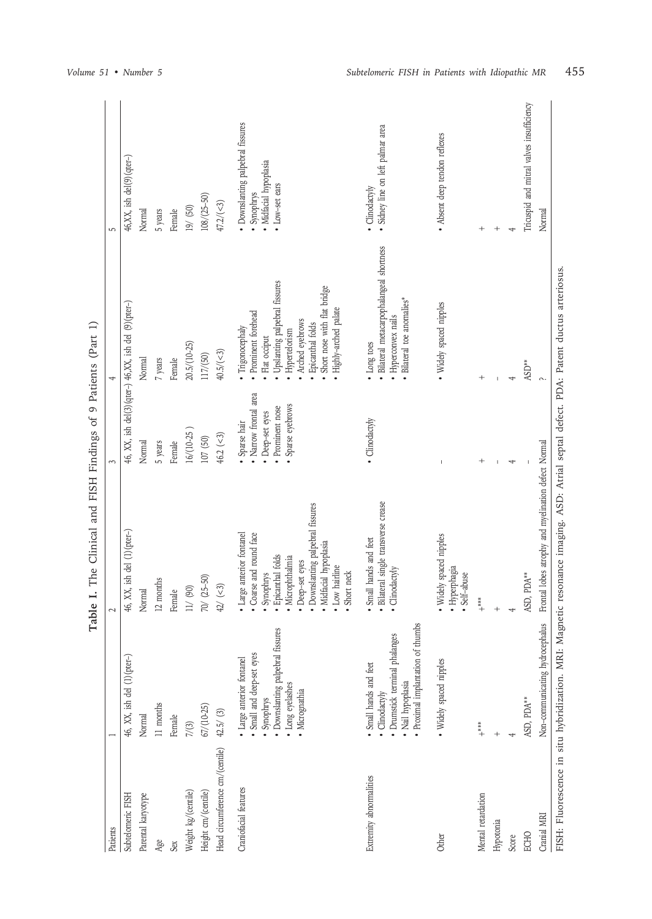**Table I.** The Clinical and FISH Findings of 9 Patients (Part 1)

| Patients | 1 | 2 | 3 | 4 | 5 |
|---|---|---|---|---|---|
| Subtelomeric FISH | 46, XX, ish del (1)(pter–) | 46, XX, ish del (1)(pter–) | 46, XX, ish del(3)(qter–) | 46,XX, ish del (9)(pter–) | 46,XX, ish del(9)(qter–) |
| Parental karyotype | Normal | Normal | Normal | Normal | Normal |
| Age | 11 months | 12 months | 5 years | 7 years | 5 years |
| Sex | Female | Female | Female | Female | Female |
| Weight kg/(centile) | 7/(3) | 11/ (90) | 16/(10-25 ) | 20.5/(10-25) | 19/ (50) |
| Height cm/(centile) | 67/(10-25) | 70/ (25-50) | 107 (50) | 117/(50) | 108/(25-50) |
| Head circumference cm/(centile) | 42.5/ (3) | 42/ (<3) | 46.2 (<3) | 40.5/(<3) | 47.2/(<3) |
| Craniofacial features | • Large anterior fontanel<br>• Small and deep-set eyes<br>• Synophrys<br>• Downslanting palpebral fissures<br>• Long eyelashes<br>• Micrognathia | • Large anterior fontanel<br>• Coarse and round face<br>• Synophrys<br>• Epicanthal folds<br>• Microphthalmia<br>• Deep-set eyes<br>• Downslanting palpebral fissures<br>• Midfacial hypoplasia<br>• Low hairline<br>• Short neck | • Sparse hair<br>• Narrow frontal area<br>• Deep-set eyes<br>• Prominent nose<br>• Sparse eyebrows | • Trigonocephaly<br>• Prominent forehead<br>• Flat occiput<br>• Upslanting palpebral fissures<br>• Hypertelorism<br>• Arched eyebrows<br>• Epicanthal folds<br>• Short nose with flat bridge<br>• Highly-arched palate | • Downslanting palpebral fissures<br>• Synophrys<br>• Midfacial hypoplasia<br>• Low-set ears |
| Extremity abnormalities | • Small hands and feet<br>• Clinodactyly<br>• Drumstick terminal phalanges<br>• Nail hypoplasia<br>• Proximal implantation of thumbs | • Small hands and feet<br>• Bilateral single transverse crease<br>• Clinodactyly | • Clinodactyly | • Long toes<br>• Bilateral metacarpophalangeal shortness<br>• Hyperconvex nails<br>• Bilateral toe anomalies* | • Clinodactyly<br>• Sidney line on left palmar area |
| Other | • Widely spaced nipples | • Widely spaced nipples<br>• Hyperphagia<br>• Self-abuse | – | • Widely spaced nipples | • Absent deep tendon reflexes |
| Mental retardation | +*** | +*** | + | + | + |
| Hypotonia | + | + | – | – | + |
| Score | 4 | 4 | 4 | 4 | 4 |
| ECHO | ASD, PDA** | ASD, PDA** | – | ASD** | Tricuspid and mitral valves insufficiency |
| Cranial MRI | Non-communicating hydrocephalus | Frontal lobes atrophy and myelination defect | Normal | ? | Normal |

FISH: Fluorescence in situ hybridization. MRI: Magnetic resonance imaging. ASD: Atrial septal defect. PDA: Patent ductus arteriosus.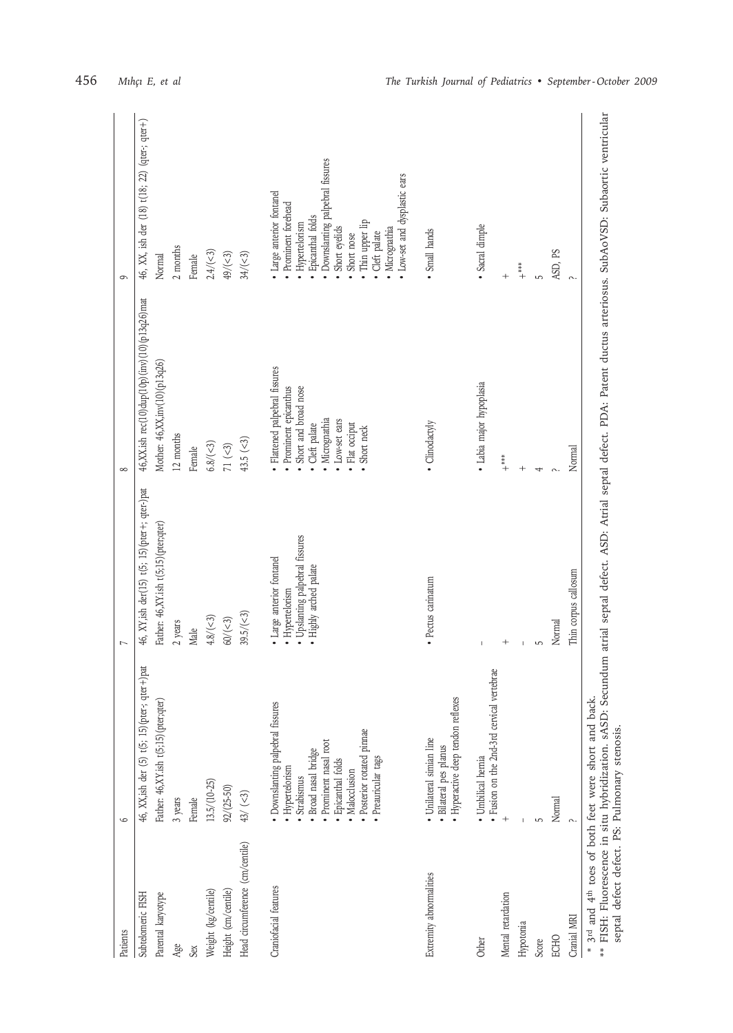| Patients | 6 | 7 | 8 | 9 |
|---|---|---|---|---|
| Subtelomeric FISH | 46, XX,ish der (5) t(5; 15)(pter-; qter+)pat | 46, XY,ish der(15) t(5; 15)(pter+; qter-)pat | 46,XX.ish rec(10)dup(10p)(inv)(10)(p13q26)mat | 46, XX, ish der (18) t(18; 22) (qter-; qter+) |
| Parental karyotype | Father: 46,XY.ish t(5;15)(pter;qter) | Father: 46,XY.ish t(5;15)(pter;qter) | Mother: 46,XX,inv(10)(p13q26) | Normal |
| Age | 3 years | 2 years | 12 months | 2 months |
| Sex | Female | Male | Female | Female |
| Weight (kg/centile) | 13.5/(10-25) | 4.8/(<3) | 6.8/(<3) | 2.4/(<3) |
| Height (cm/centile) | 92/(25-50) | 60/(<3) | 71 (<3) | 49/(<3) |
| Head circumference (cm/centile) | 43/ (<3) | 39.5/(<3) | 43.5 (<3) | 34/(<3) |
| Craniofacial features | • Downslanting palpebral fissures<br>• Hypertelorism<br>• Strabismus<br>• Broad nasal bridge<br>• Prominent nasal root<br>• Epicanthal folds<br>• Malocclusion<br>• Posterior rotated pinnae<br>• Preauricular tags | • Large anterior fontanel<br>• Hypertelorism<br>• Upslanting palpebral fissures<br>• Highly arched palate | • Flattened palpebral fissures<br>• Prominent epicanthus<br>• Short and broad nose<br>• Cleft palate<br>• Micrognathia<br>• Low-set ears<br>• Flat occiput<br>• Short neck | • Large anterior fontanel<br>• Prominent forehead<br>• Hypertelorism<br>• Epicanthal folds<br>• Downslanting palpebral fissures<br>• Short eyelids<br>• Short nose<br>• Thin upper lip<br>• Cleft palate<br>• Micrognathia<br>• Low-set and dysplastic ears |
| Extremity abnormalities | • Unilateral simian line<br>• Bilateral pes planus<br>• Hyperactive deep tendon reflexes | • Pectus carinatum | • Clinodactyly | • Small hands |
| Other | • Umbilical hernia<br>• Fusion on the 2nd-3rd cervical vertebrae | - | • Labia major hypoplasia | • Sacral dimple |
| Mental retardation | + | + | +*** | + |
| Hypotonia | - | - | + | +*** |
| Score | 5 | 5 | 4 | 5 |
| ECHO | Normal | Normal | ? | ASD, PS |
| Cranial MRI | ? | Thin corpus callosum | Normal | ? |

\* 3rd and 4th toes of both feet were short and back.

\*\* FISH: Fluorescence in situ hybridization. sASD: Secundum atrial septal defect. ASD: Atrial septal defect. PDA: Patent ductus arteriosus. SubAoVSD: Subaortic ventricular septal defect defect. PS: Pulmonary stenosis.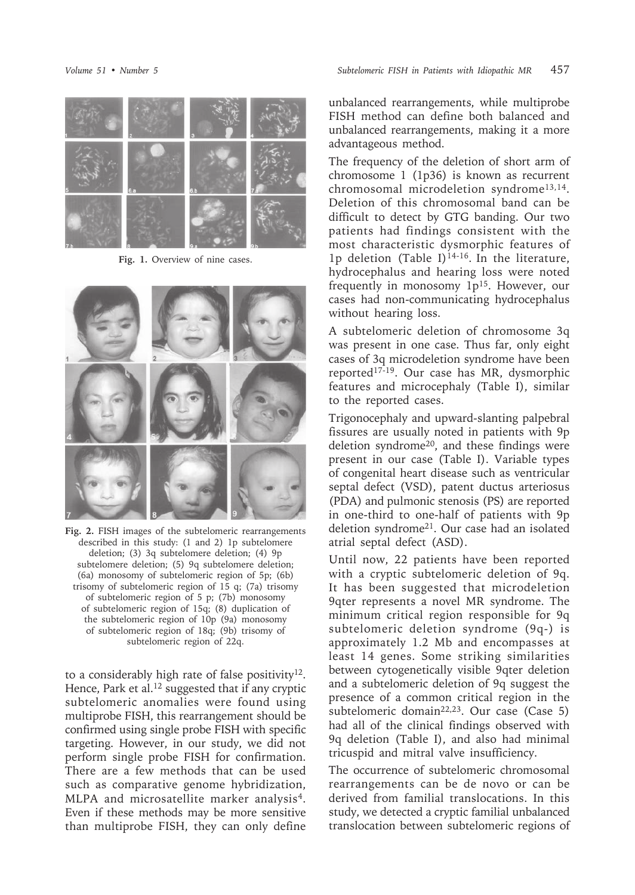Fig. 1. Overview of nine cases.

Fig. 2. FISH images of the subtelomeric rearrangements described in this study: (1 and 2) 1p subtelomere deletion; (3) 3q subtelomere deletion; (4) 9p subtelomere deletion; (5) 9q subtelomere deletion; (6a) monosomy of subtelomeric region of 5p; (6b) trisomy of subtelomeric region of 15 q; (7a) trisomy of subtelomeric region of 5 p; (7b) monosomy of subtelomeric region of 15q; (8) duplication of the subtelomeric region of 10p (9a) monosomy of subtelomeric region of 18q; (9b) trisomy of subtelomeric region of 22q.

to a considerably high rate of false positivity[12]. Hence, Park et al.[12] suggested that if any cryptic subtelomeric anomalies were found using multiprobe FISH, this rearrangement should be confirmed using single probe FISH with specific targeting. However, in our study, we did not perform single probe FISH for confirmation. There are a few methods that can be used such as comparative genome hybridization, MLPA and microsatellite marker analysis[4]. Even if these methods may be more sensitive than multiprobe FISH, they can only define unbalanced rearrangements, while multiprobe FISH method can define both balanced and unbalanced rearrangements, making it a more advantageous method.

The frequency of the deletion of short arm of chromosome 1 (1p36) is known as recurrent chromosomal microdeletion syndrome[13,14]. Deletion of this chromosomal band can be difficult to detect by GTG banding. Our two patients had findings consistent with the most characteristic dysmorphic features of 1p deletion (Table I)[14-16]. In the literature, hydrocephalus and hearing loss were noted frequently in monosomy 1p[15]. However, our cases had non-communicating hydrocephalus without hearing loss.

A subtelomeric deletion of chromosome 3q was present in one case. Thus far, only eight cases of 3q microdeletion syndrome have been reported[17-19]. Our case has MR, dysmorphic features and microcephaly (Table I), similar to the reported cases.

Trigonocephaly and upward-slanting palpebral fissures are usually noted in patients with 9p deletion syndrome[20], and these findings were present in our case (Table I). Variable types of congenital heart disease such as ventricular septal defect (VSD), patent ductus arteriosus (PDA) and pulmonic stenosis (PS) are reported in one-third to one-half of patients with 9p deletion syndrome[21]. Our case had an isolated atrial septal defect (ASD).

Until now, 22 patients have been reported with a cryptic subtelomeric deletion of 9q. It has been suggested that microdeletion 9qter represents a novel MR syndrome. The minimum critical region responsible for 9q subtelomeric deletion syndrome (9q-) is approximately 1.2 Mb and encompasses at least 14 genes. Some striking similarities between cytogenetically visible 9qter deletion and a subtelomeric deletion of 9q suggest the presence of a common critical region in the subtelomeric domain[22,23]. Our case (Case 5) had all of the clinical findings observed with 9q deletion (Table I), and also had minimal tricuspid and mitral valve insufficiency.

The occurrence of subtelomeric chromosomal rearrangements can be de novo or can be derived from familial translocations. In this study, we detected a cryptic familial unbalanced translocation between subtelomeric regions of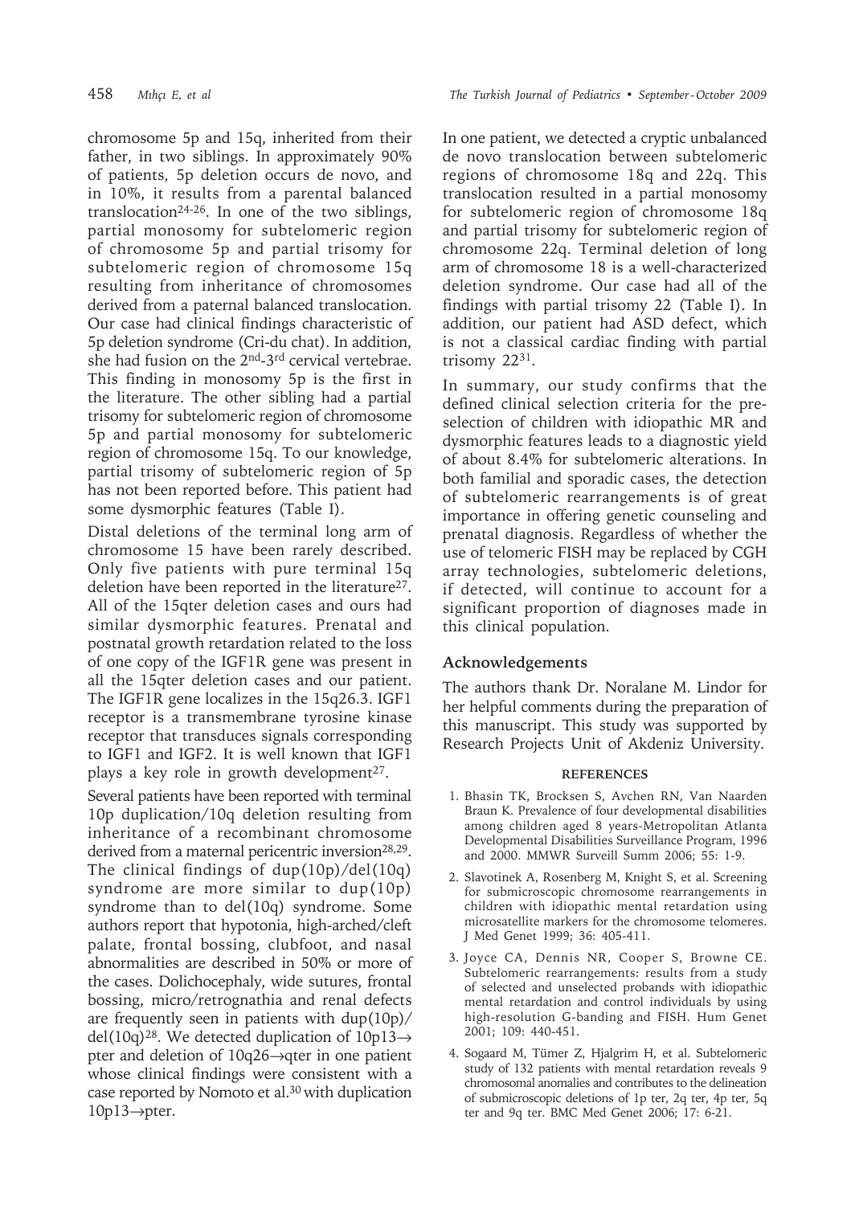chromosome 5p and 15q, inherited from their father, in two siblings. In approximately 90% of patients, 5p deletion occurs de novo, and in 10%, it results from a parental balanced translocation[24-26]. In one of the two siblings, partial monosomy for subtelomeric region of chromosome 5p and partial trisomy for subtelomeric region of chromosome 15q resulting from inheritance of chromosomes derived from a paternal balanced translocation. Our case had clinical findings characteristic of 5p deletion syndrome (Cri-du chat). In addition, she had fusion on the 2nd-3rd cervical vertebrae. This finding in monosomy 5p is the first in the literature. The other sibling had a partial trisomy for subtelomeric region of chromosome 5p and partial monosomy for subtelomeric region of chromosome 15q. To our knowledge, partial trisomy of subtelomeric region of 5p has not been reported before. This patient had some dysmorphic features (Table I).

Distal deletions of the terminal long arm of chromosome 15 have been rarely described. Only five patients with pure terminal 15q deletion have been reported in the literature[27]. All of the 15qter deletion cases and ours had similar dysmorphic features. Prenatal and postnatal growth retardation related to the loss of one copy of the IGF1R gene was present in all the 15qter deletion cases and our patient. The IGF1R gene localizes in the 15q26.3. IGF1 receptor is a transmembrane tyrosine kinase receptor that transduces signals corresponding to IGF1 and IGF2. It is well known that IGF1 plays a key role in growth development[27].

Several patients have been reported with terminal 10p duplication/10q deletion resulting from inheritance of a recombinant chromosome derived from a maternal pericentric inversion[28,29]. The clinical findings of dup(10p)/del(10q) syndrome are more similar to dup(10p) syndrome than to del(10q) syndrome. Some authors report that hypotonia, high-arched/cleft palate, frontal bossing, clubfoot, and nasal abnormalities are described in 50% or more of the cases. Dolichocephaly, wide sutures, frontal bossing, micro/retrognathia and renal defects are frequently seen in patients with dup(10p)/del(10q)[28]. We detected duplication of 10p13→pter and deletion of 10q26→qter in one patient whose clinical findings were consistent with a case reported by Nomoto et al.[30] with duplication 10p13→pter.

In one patient, we detected a cryptic unbalanced de novo translocation between subtelomeric regions of chromosome 18q and 22q. This translocation resulted in a partial monosomy for subtelomeric region of chromosome 18q and partial trisomy for subtelomeric region of chromosome 22q. Terminal deletion of long arm of chromosome 18 is a well-characterized deletion syndrome. Our case had all of the findings with partial trisomy 22 (Table I). In addition, our patient had ASD defect, which is not a classical cardiac finding with partial trisomy 22[31].

In summary, our study confirms that the defined clinical selection criteria for the pre-selection of children with idiopathic MR and dysmorphic features leads to a diagnostic yield of about 8.4% for subtelomeric alterations. In both familial and sporadic cases, the detection of subtelomeric rearrangements is of great importance in offering genetic counseling and prenatal diagnosis. Regardless of whether the use of telomeric FISH may be replaced by CGH array technologies, subtelomeric deletions, if detected, will continue to account for a significant proportion of diagnoses made in this clinical population.

## Acknowledgements

The authors thank Dr. Noralane M. Lindor for her helpful comments during the preparation of this manuscript. This study was supported by Research Projects Unit of Akdeniz University.

### REFERENCES

1. Bhasin TK, Brocksen S, Avchen RN, Van Naarden Braun K. Prevalence of four developmental disabilities among children aged 8 years-Metropolitan Atlanta Developmental Disabilities Surveillance Program, 1996 and 2000. MMWR Surveill Summ 2006; 55: 1-9.
2. Slavotinek A, Rosenberg M, Knight S, et al. Screening for submicroscopic chromosome rearrangements in children with idiopathic mental retardation using microsatellite markers for the chromosome telomeres. J Med Genet 1999; 36: 405-411.
3. Joyce CA, Dennis NR, Cooper S, Browne CE. Subtelomeric rearrangements: results from a study of selected and unselected probands with idiopathic mental retardation and control individuals by using high-resolution G-banding and FISH. Hum Genet 2001; 109: 440-451.
4. Sogaard M, Tümer Z, Hjalgrim H, et al. Subtelomeric study of 132 patients with mental retardation reveals 9 chromosomal anomalies and contributes to the delineation of submicroscopic deletions of 1p ter, 2q ter, 4p ter, 5q ter and 9q ter. BMC Med Genet 2006; 17: 6-21.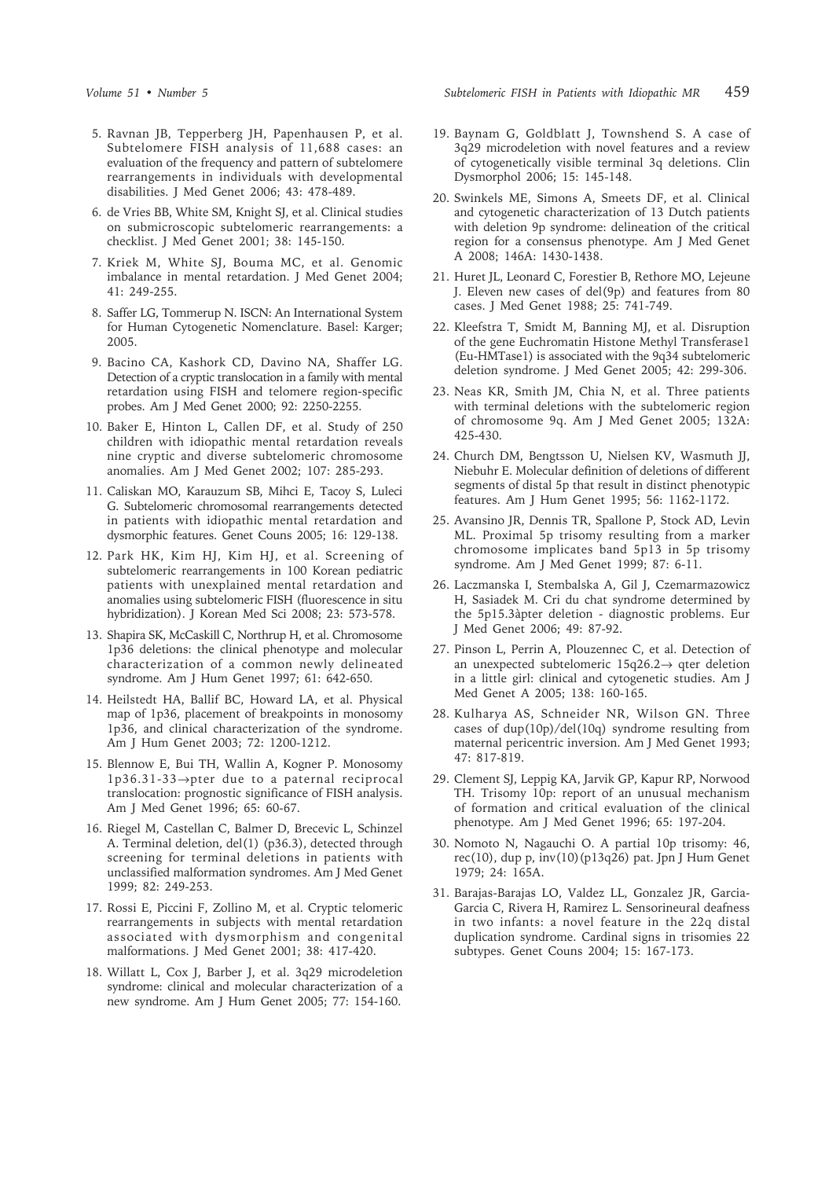5. Ravnan JB, Tepperberg JH, Papenhausen P, et al. Subtelomere FISH analysis of 11,688 cases: an evaluation of the frequency and pattern of subtelomere rearrangements in individuals with developmental disabilities. J Med Genet 2006; 43: 478-489.
6. de Vries BB, White SM, Knight SJ, et al. Clinical studies on submicroscopic subtelomeric rearrangements: a checklist. J Med Genet 2001; 38: 145-150.
7. Kriek M, White SJ, Bouma MC, et al. Genomic imbalance in mental retardation. J Med Genet 2004; 41: 249-255.
8. Saffer LG, Tommerup N. ISCN: An International System for Human Cytogenetic Nomenclature. Basel: Karger; 2005.
9. Bacino CA, Kashork CD, Davino NA, Shaffer LG. Detection of a cryptic translocation in a family with mental retardation using FISH and telomere region-specific probes. Am J Med Genet 2000; 92: 2250-2255.
10. Baker E, Hinton L, Callen DF, et al. Study of 250 children with idiopathic mental retardation reveals nine cryptic and diverse subtelomeric chromosome anomalies. Am J Med Genet 2002; 107: 285-293.
11. Caliskan MO, Karauzum SB, Mihci E, Tacoy S, Luleci G. Subtelomeric chromosomal rearrangements detected in patients with idiopathic mental retardation and dysmorphic features. Genet Couns 2005; 16: 129-138.
12. Park HK, Kim HJ, Kim HJ, et al. Screening of subtelomeric rearrangements in 100 Korean pediatric patients with unexplained mental retardation and anomalies using subtelomeric FISH (fluorescence in situ hybridization). J Korean Med Sci 2008; 23: 573-578.
13. Shapira SK, McCaskill C, Northrup H, et al. Chromosome 1p36 deletions: the clinical phenotype and molecular characterization of a common newly delineated syndrome. Am J Hum Genet 1997; 61: 642-650.
14. Heilstedt HA, Ballif BC, Howard LA, et al. Physical map of 1p36, placement of breakpoints in monosomy 1p36, and clinical characterization of the syndrome. Am J Hum Genet 2003; 72: 1200-1212.
15. Blennow E, Bui TH, Wallin A, Kogner P. Monosomy 1p36.31-33→pter due to a paternal reciprocal translocation: prognostic significance of FISH analysis. Am J Med Genet 1996; 65: 60-67.
16. Riegel M, Castellan C, Balmer D, Brecevic L, Schinzel A. Terminal deletion, del(1) (p36.3), detected through screening for terminal deletions in patients with unclassified malformation syndromes. Am J Med Genet 1999; 82: 249-253.
17. Rossi E, Piccini F, Zollino M, et al. Cryptic telomeric rearrangements in subjects with mental retardation associated with dysmorphism and congenital malformations. J Med Genet 2001; 38: 417-420.
18. Willatt L, Cox J, Barber J, et al. 3q29 microdeletion syndrome: clinical and molecular characterization of a new syndrome. Am J Hum Genet 2005; 77: 154-160.
19. Baynam G, Goldblatt J, Townshend S. A case of 3q29 microdeletion with novel features and a review of cytogenetically visible terminal 3q deletions. Clin Dysmorphol 2006; 15: 145-148.
20. Swinkels ME, Simons A, Smeets DF, et al. Clinical and cytogenetic characterization of 13 Dutch patients with deletion 9p syndrome: delineation of the critical region for a consensus phenotype. Am J Med Genet A 2008; 146A: 1430-1438.
21. Huret JL, Leonard C, Forestier B, Rethore MO, Lejeune J. Eleven new cases of del(9p) and features from 80 cases. J Med Genet 1988; 25: 741-749.
22. Kleefstra T, Smidt M, Banning MJ, et al. Disruption of the gene Euchromatin Histone Methyl Transferase1 (Eu-HMTase1) is associated with the 9q34 subtelomeric deletion syndrome. J Med Genet 2005; 42: 299-306.
23. Neas KR, Smith JM, Chia N, et al. Three patients with terminal deletions with the subtelomeric region of chromosome 9q. Am J Med Genet 2005; 132A: 425-430.
24. Church DM, Bengtsson U, Nielsen KV, Wasmuth JJ, Niebuhr E. Molecular definition of deletions of different segments of distal 5p that result in distinct phenotypic features. Am J Hum Genet 1995; 56: 1162-1172.
25. Avansino JR, Dennis TR, Spallone P, Stock AD, Levin ML. Proximal 5p trisomy resulting from a marker chromosome implicates band 5p13 in 5p trisomy syndrome. Am J Med Genet 1999; 87: 6-11.
26. Laczmanska I, Stembalska A, Gil J, Czemarmazowicz H, Sasiadek M. Cri du chat syndrome determined by the 5p15.3àpter deletion - diagnostic problems. Eur J Med Genet 2006; 49: 87-92.
27. Pinson L, Perrin A, Plouzennec C, et al. Detection of an unexpected subtelomeric 15q26.2→ qter deletion in a little girl: clinical and cytogenetic studies. Am J Med Genet A 2005; 138: 160-165.
28. Kulharya AS, Schneider NR, Wilson GN. Three cases of dup(10p)/del(10q) syndrome resulting from maternal pericentric inversion. Am J Med Genet 1993; 47: 817-819.
29. Clement SJ, Leppig KA, Jarvik GP, Kapur RP, Norwood TH. Trisomy 10p: report of an unusual mechanism of formation and critical evaluation of the clinical phenotype. Am J Med Genet 1996; 65: 197-204.
30. Nomoto N, Nagauchi O. A partial 10p trisomy: 46, rec(10), dup p, inv(10)(p13q26) pat. Jpn J Hum Genet 1979; 24: 165A.
31. Barajas-Barajas LO, Valdez LL, Gonzalez JR, Garcia-Garcia C, Rivera H, Ramirez L. Sensorineural deafness in two infants: a novel feature in the 22q distal duplication syndrome. Cardinal signs in trisomies 22 subtypes. Genet Couns 2004; 15: 167-173.